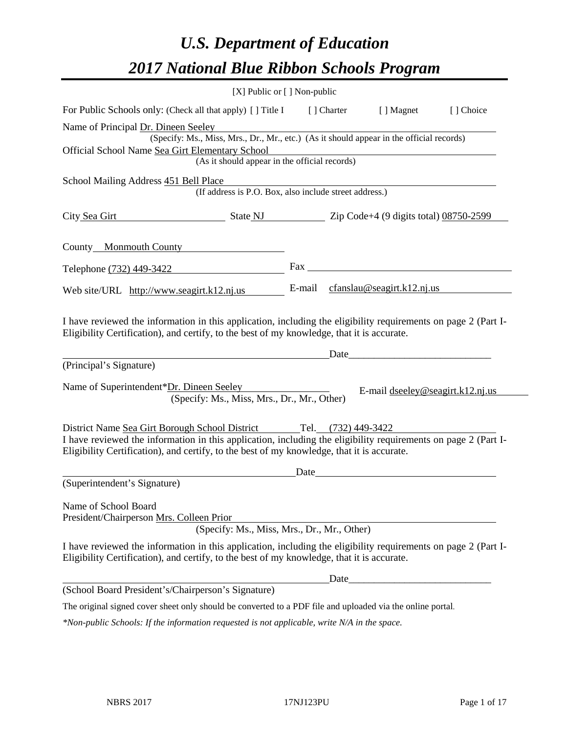# *U.S. Department of Education*

# *2017 National Blue Ribbon Schools Program*

[X] Public or [ ] Non-public

For Public Schools only: (Check all that apply) [ ] Title I [ ] Charter [ ] Magnet [ ] Choice

Name of Principal Dr. Dineen Seeley
(Specify: Ms., Miss, Mrs., Dr., Mr., etc.) (As it should appear in the official records)

Official School Name Sea Girt Elementary School
(As it should appear in the official records)

School Mailing Address 451 Bell Place
(If address is P.O. Box, also include street address.)

City Sea Girt State NJ Zip Code+4 (9 digits total) 08750-2599

County Monmouth County

Telephone (732) 449-3422 Fax

Web site/URL http://www.seagirt.k12.nj.us E-mail cfanslau@seagirt.k12.nj.us

I have reviewed the information in this application, including the eligibility requirements on page 2 (Part I-Eligibility Certification), and certify, to the best of my knowledge, that it is accurate.

Date___________________________

(Principal's Signature)

Name of Superintendent*Dr. Dineen Seeley E-mail dseeley@seagirt.k12.nj.us
(Specify: Ms., Miss, Mrs., Dr., Mr., Other)

District Name Sea Girt Borough School District Tel. (732) 449-3422

I have reviewed the information in this application, including the eligibility requirements on page 2 (Part I-Eligibility Certification), and certify, to the best of my knowledge, that it is accurate.

Date

(Superintendent's Signature)

Name of School Board
President/Chairperson Mrs. Colleen Prior
(Specify: Ms., Miss, Mrs., Dr., Mr., Other)

I have reviewed the information in this application, including the eligibility requirements on page 2 (Part I-Eligibility Certification), and certify, to the best of my knowledge, that it is accurate.

Date___________________________

(School Board President's/Chairperson's Signature)

The original signed cover sheet only should be converted to a PDF file and uploaded via the online portal.

*\*Non-public Schools: If the information requested is not applicable, write N/A in the space.*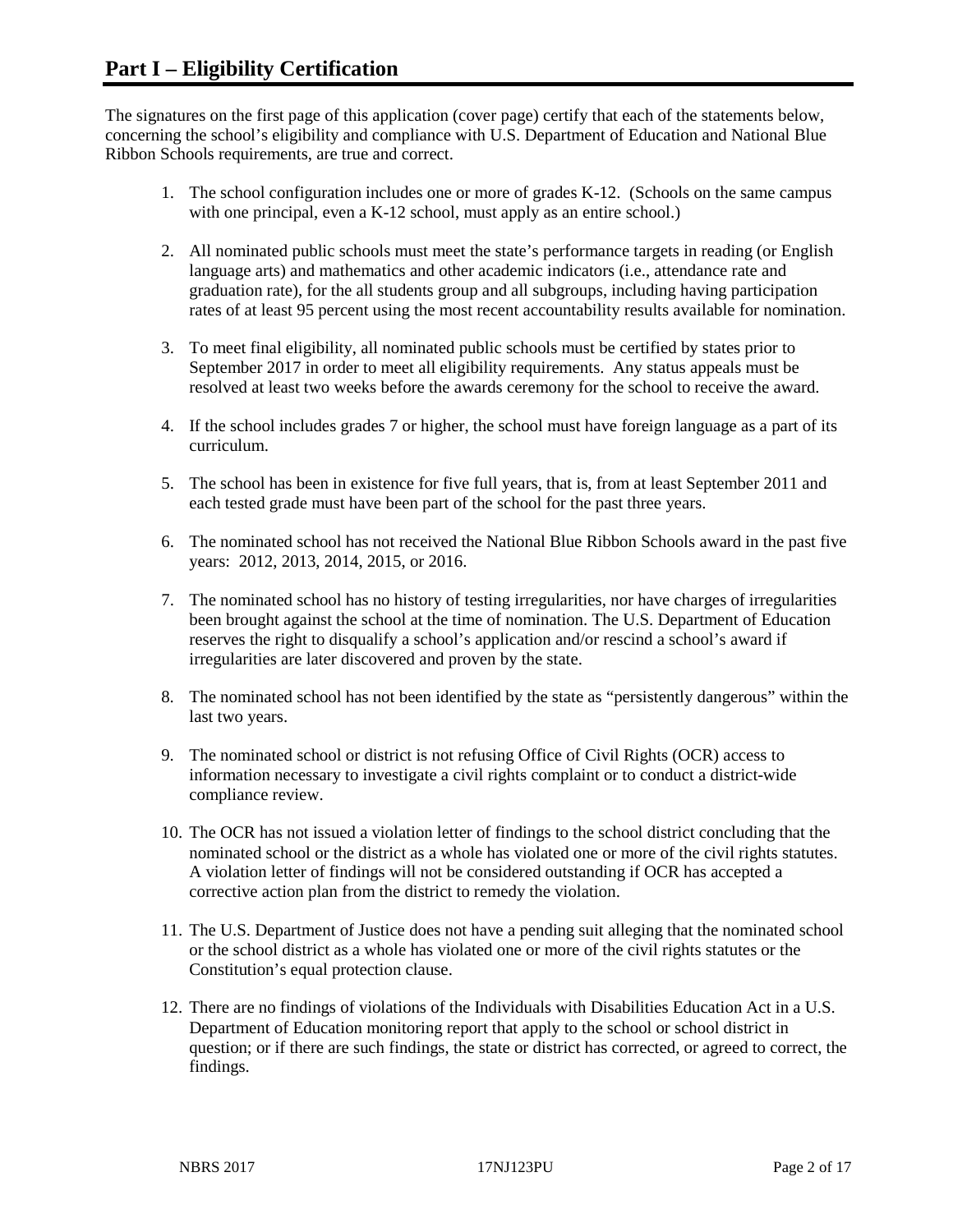# Part I – Eligibility Certification

The signatures on the first page of this application (cover page) certify that each of the statements below, concerning the school's eligibility and compliance with U.S. Department of Education and National Blue Ribbon Schools requirements, are true and correct.

1. The school configuration includes one or more of grades K-12. (Schools on the same campus with one principal, even a K-12 school, must apply as an entire school.)
2. All nominated public schools must meet the state's performance targets in reading (or English language arts) and mathematics and other academic indicators (i.e., attendance rate and graduation rate), for the all students group and all subgroups, including having participation rates of at least 95 percent using the most recent accountability results available for nomination.
3. To meet final eligibility, all nominated public schools must be certified by states prior to September 2017 in order to meet all eligibility requirements. Any status appeals must be resolved at least two weeks before the awards ceremony for the school to receive the award.
4. If the school includes grades 7 or higher, the school must have foreign language as a part of its curriculum.
5. The school has been in existence for five full years, that is, from at least September 2011 and each tested grade must have been part of the school for the past three years.
6. The nominated school has not received the National Blue Ribbon Schools award in the past five years: 2012, 2013, 2014, 2015, or 2016.
7. The nominated school has no history of testing irregularities, nor have charges of irregularities been brought against the school at the time of nomination. The U.S. Department of Education reserves the right to disqualify a school's application and/or rescind a school's award if irregularities are later discovered and proven by the state.
8. The nominated school has not been identified by the state as "persistently dangerous" within the last two years.
9. The nominated school or district is not refusing Office of Civil Rights (OCR) access to information necessary to investigate a civil rights complaint or to conduct a district-wide compliance review.
10. The OCR has not issued a violation letter of findings to the school district concluding that the nominated school or the district as a whole has violated one or more of the civil rights statutes. A violation letter of findings will not be considered outstanding if OCR has accepted a corrective action plan from the district to remedy the violation.
11. The U.S. Department of Justice does not have a pending suit alleging that the nominated school or the school district as a whole has violated one or more of the civil rights statutes or the Constitution's equal protection clause.
12. There are no findings of violations of the Individuals with Disabilities Education Act in a U.S. Department of Education monitoring report that apply to the school or school district in question; or if there are such findings, the state or district has corrected, or agreed to correct, the findings.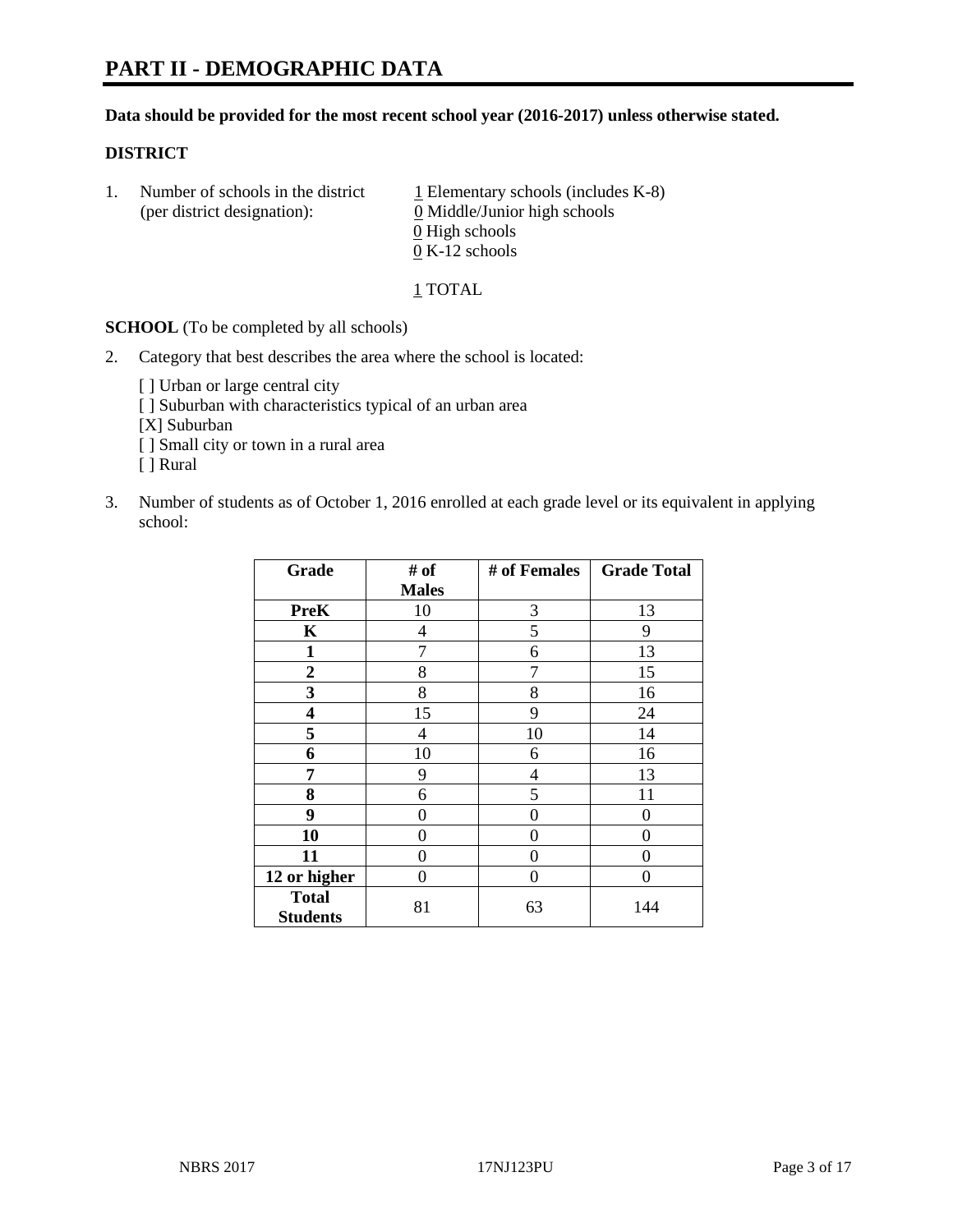# PART II - DEMOGRAPHIC DATA

**Data should be provided for the most recent school year (2016-2017) unless otherwise stated.**

**DISTRICT**

1. Number of schools in the district (per district designation):
   1 Elementary schools (includes K-8)
   0 Middle/Junior high schools
   0 High schools
   0 K-12 schools

   1 TOTAL

**SCHOOL** (To be completed by all schools)

2. Category that best describes the area where the school is located:

   [ ] Urban or large central city
   [ ] Suburban with characteristics typical of an urban area
   [X] Suburban
   [ ] Small city or town in a rural area
   [ ] Rural

3. Number of students as of October 1, 2016 enrolled at each grade level or its equivalent in applying school:

| Grade | # of Males | # of Females | Grade Total |
|---|---|---|---|
| **PreK** | 10 | 3 | 13 |
| **K** | 4 | 5 | 9 |
| **1** | 7 | 6 | 13 |
| **2** | 8 | 7 | 15 |
| **3** | 8 | 8 | 16 |
| **4** | 15 | 9 | 24 |
| **5** | 4 | 10 | 14 |
| **6** | 10 | 6 | 16 |
| **7** | 9 | 4 | 13 |
| **8** | 6 | 5 | 11 |
| **9** | 0 | 0 | 0 |
| **10** | 0 | 0 | 0 |
| **11** | 0 | 0 | 0 |
| **12 or higher** | 0 | 0 | 0 |
| **Total Students** | 81 | 63 | 144 |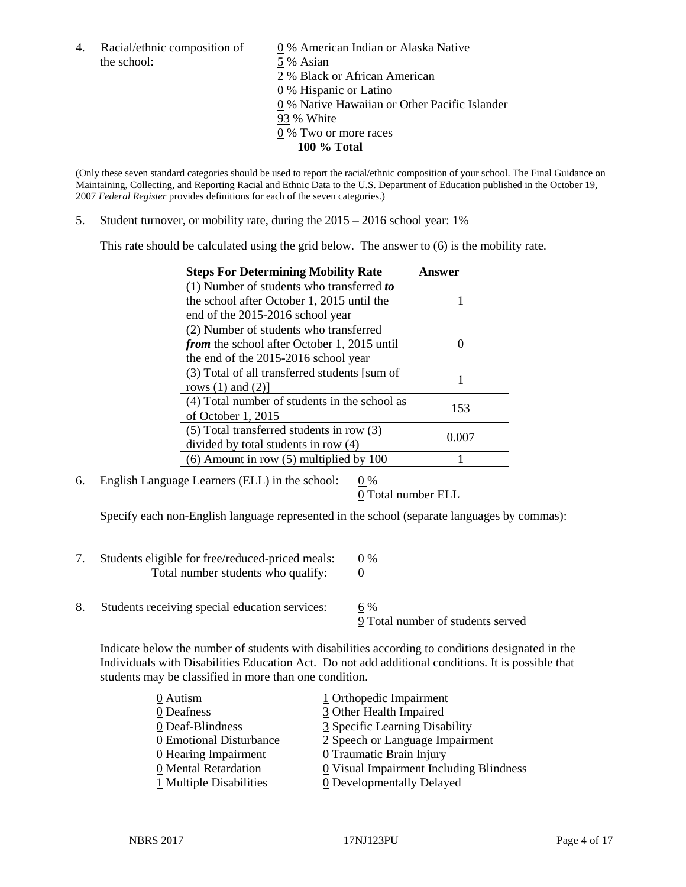4. Racial/ethnic composition of the school:

0 % American Indian or Alaska Native
5 % Asian
2 % Black or African American
0 % Hispanic or Latino
0 % Native Hawaiian or Other Pacific Islander
93 % White
0 % Two or more races
**100 % Total**

(Only these seven standard categories should be used to report the racial/ethnic composition of your school. The Final Guidance on Maintaining, Collecting, and Reporting Racial and Ethnic Data to the U.S. Department of Education published in the October 19, 2007 *Federal Register* provides definitions for each of the seven categories.)

5. Student turnover, or mobility rate, during the 2015 – 2016 school year: 1%

This rate should be calculated using the grid below. The answer to (6) is the mobility rate.

| **Steps For Determining Mobility Rate** | **Answer** |
|---|---|
| (1) Number of students who transferred ***to*** the school after October 1, 2015 until the end of the 2015-2016 school year | 1 |
| (2) Number of students who transferred ***from*** the school after October 1, 2015 until the end of the 2015-2016 school year | 0 |
| (3) Total of all transferred students [sum of rows (1) and (2)] | 1 |
| (4) Total number of students in the school as of October 1, 2015 | 153 |
| (5) Total transferred students in row (3) divided by total students in row (4) | 0.007 |
| (6) Amount in row (5) multiplied by 100 | 1 |

6. English Language Learners (ELL) in the school: 0 %
0 Total number ELL

Specify each non-English language represented in the school (separate languages by commas):

7. Students eligible for free/reduced-priced meals: 0 %
Total number students who qualify: 0

8. Students receiving special education services: 6 %
9 Total number of students served

Indicate below the number of students with disabilities according to conditions designated in the Individuals with Disabilities Education Act. Do not add additional conditions. It is possible that students may be classified in more than one condition.

0 Autism
0 Deafness
0 Deaf-Blindness
0 Emotional Disturbance
0 Hearing Impairment
0 Mental Retardation
1 Multiple Disabilities
1 Orthopedic Impairment
3 Other Health Impaired
3 Specific Learning Disability
2 Speech or Language Impairment
0 Traumatic Brain Injury
0 Visual Impairment Including Blindness
0 Developmentally Delayed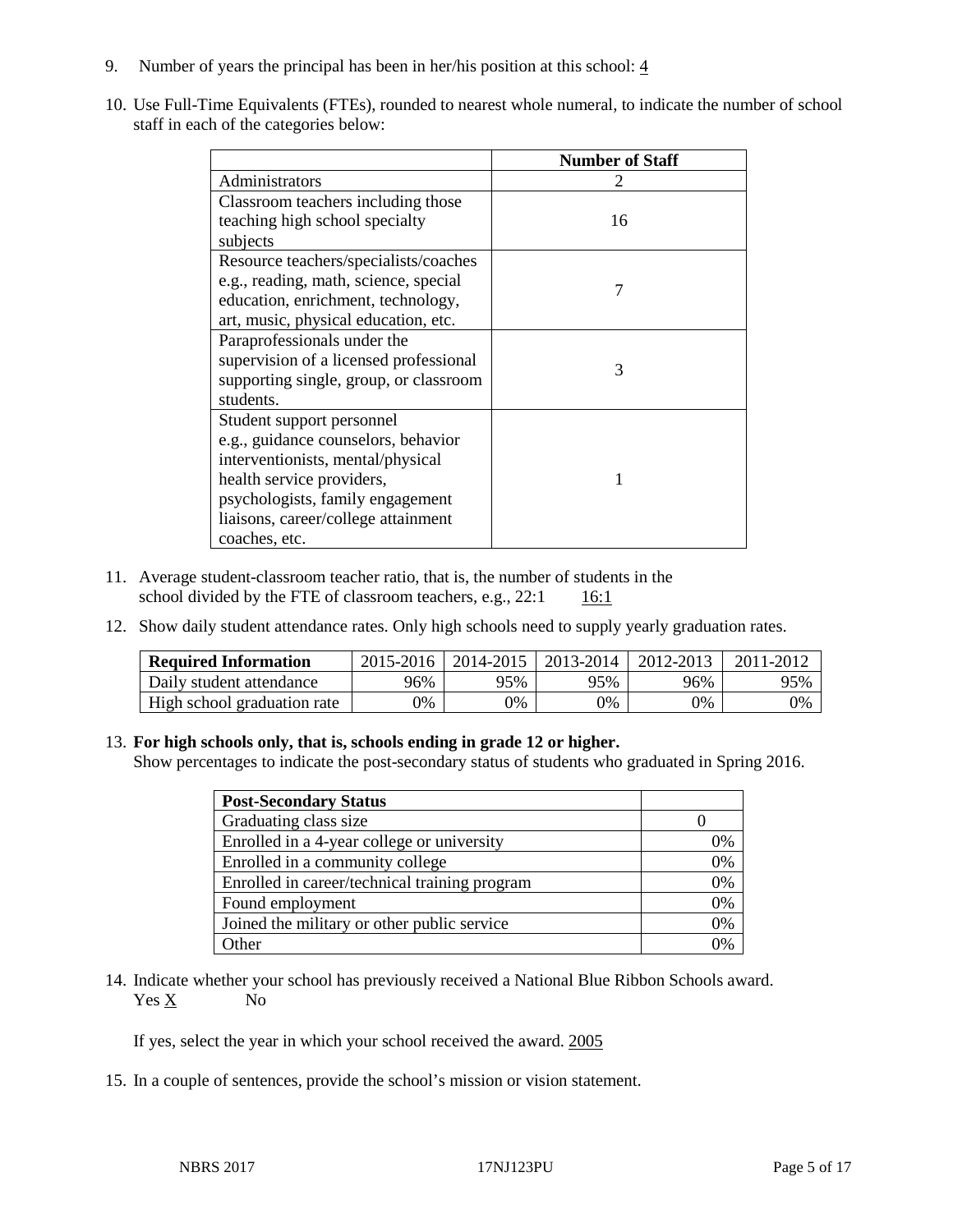9. Number of years the principal has been in her/his position at this school: 4

10. Use Full-Time Equivalents (FTEs), rounded to nearest whole numeral, to indicate the number of school staff in each of the categories below:

| | Number of Staff |
|---|---|
| Administrators | 2 |
| Classroom teachers including those teaching high school specialty subjects | 16 |
| Resource teachers/specialists/coaches e.g., reading, math, science, special education, enrichment, technology, art, music, physical education, etc. | 7 |
| Paraprofessionals under the supervision of a licensed professional supporting single, group, or classroom students. | 3 |
| Student support personnel e.g., guidance counselors, behavior interventionists, mental/physical health service providers, psychologists, family engagement liaisons, career/college attainment coaches, etc. | 1 |

11. Average student-classroom teacher ratio, that is, the number of students in the school divided by the FTE of classroom teachers, e.g., 22:1 16:1

12. Show daily student attendance rates. Only high schools need to supply yearly graduation rates.

| Required Information | 2015-2016 | 2014-2015 | 2013-2014 | 2012-2013 | 2011-2012 |
|---|---|---|---|---|---|
| Daily student attendance | 96% | 95% | 95% | 96% | 95% |
| High school graduation rate | 0% | 0% | 0% | 0% | 0% |

13. **For high schools only, that is, schools ending in grade 12 or higher.**
Show percentages to indicate the post-secondary status of students who graduated in Spring 2016.

| Post-Secondary Status | |
|---|---|
| Graduating class size | 0 |
| Enrolled in a 4-year college or university | 0% |
| Enrolled in a community college | 0% |
| Enrolled in career/technical training program | 0% |
| Found employment | 0% |
| Joined the military or other public service | 0% |
| Other | 0% |

14. Indicate whether your school has previously received a National Blue Ribbon Schools award.
Yes X No

If yes, select the year in which your school received the award. 2005

15. In a couple of sentences, provide the school's mission or vision statement.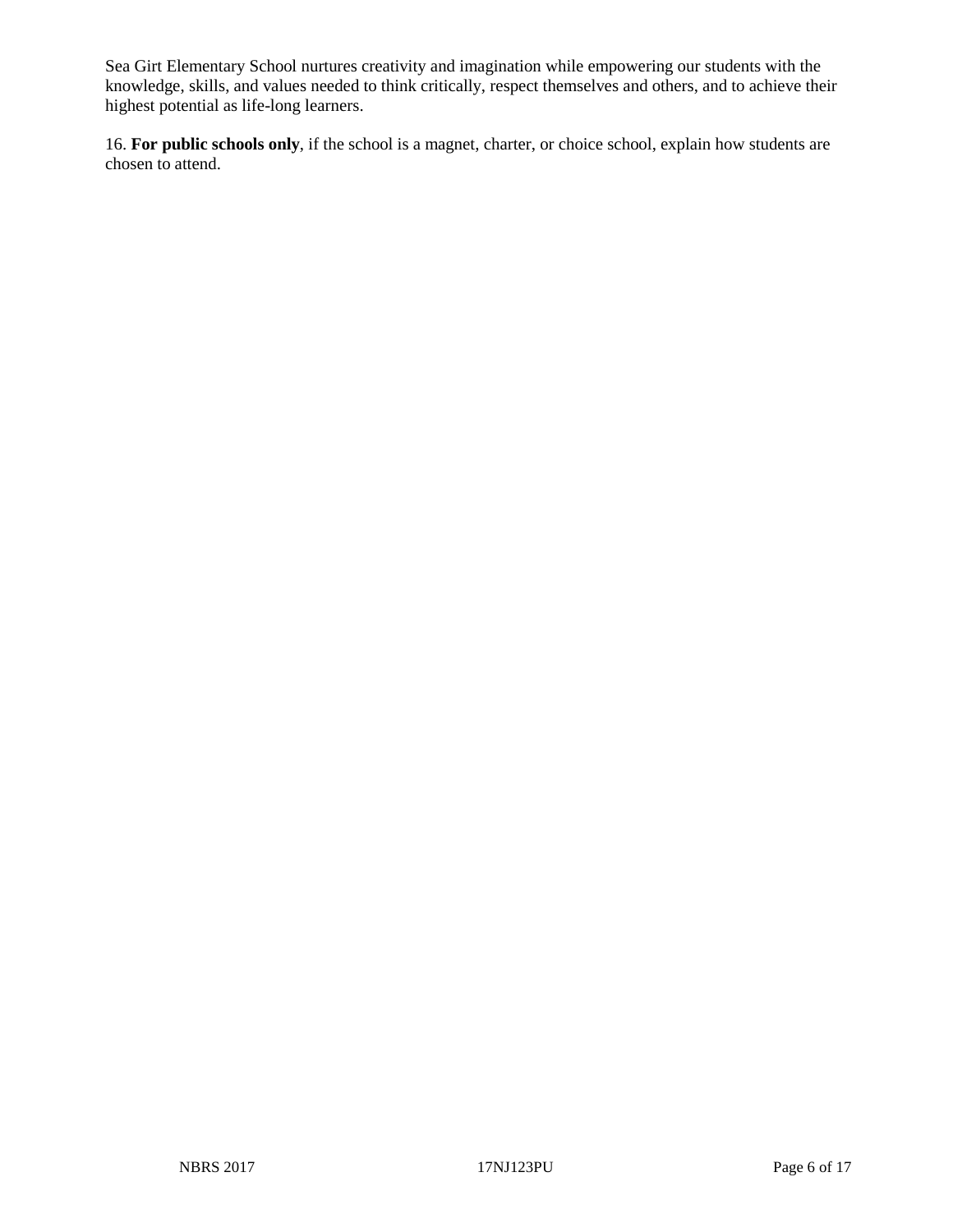Sea Girt Elementary School nurtures creativity and imagination while empowering our students with the knowledge, skills, and values needed to think critically, respect themselves and others, and to achieve their highest potential as life-long learners.

16. **For public schools only**, if the school is a magnet, charter, or choice school, explain how students are chosen to attend.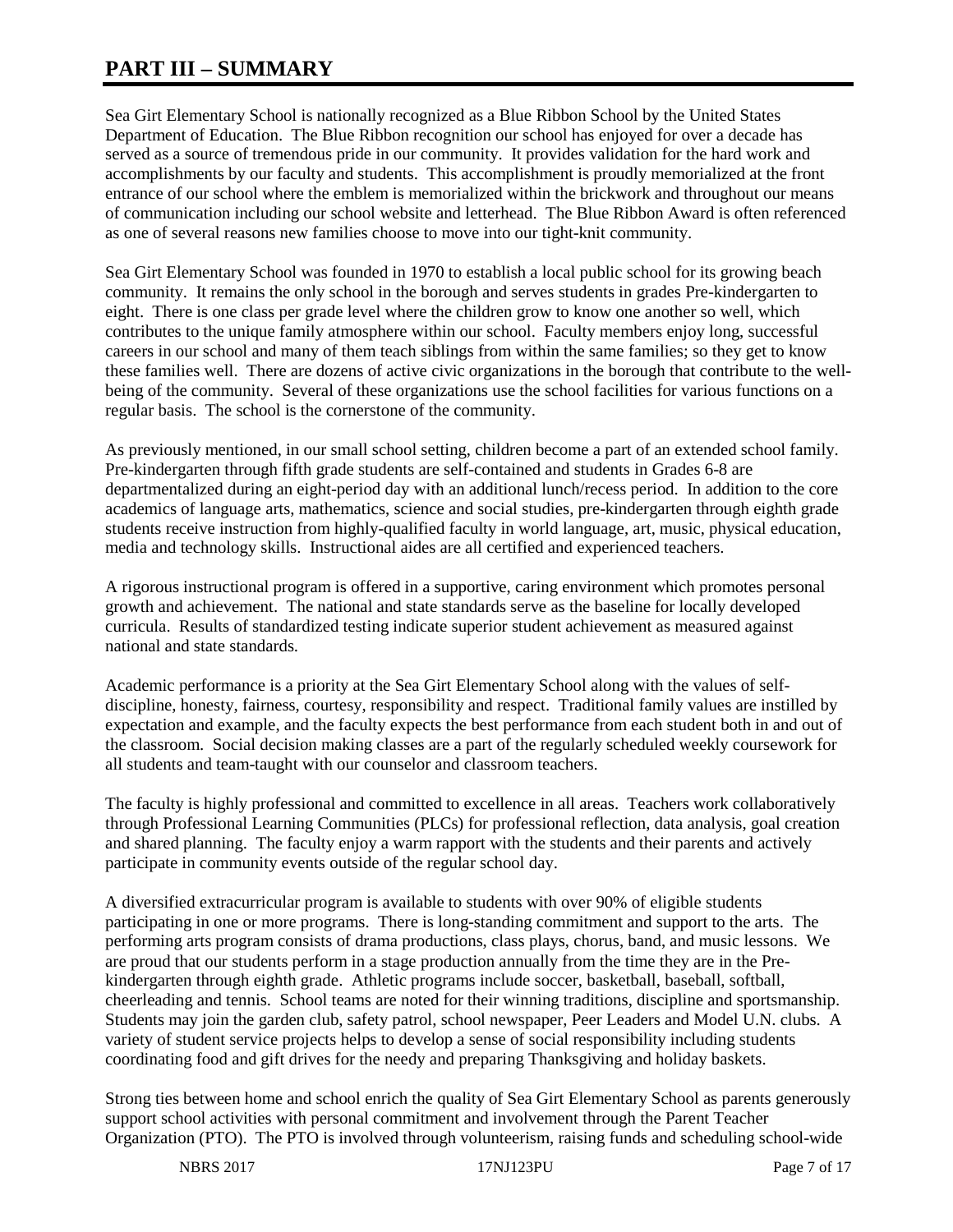# PART III – SUMMARY

Sea Girt Elementary School is nationally recognized as a Blue Ribbon School by the United States Department of Education. The Blue Ribbon recognition our school has enjoyed for over a decade has served as a source of tremendous pride in our community. It provides validation for the hard work and accomplishments by our faculty and students. This accomplishment is proudly memorialized at the front entrance of our school where the emblem is memorialized within the brickwork and throughout our means of communication including our school website and letterhead. The Blue Ribbon Award is often referenced as one of several reasons new families choose to move into our tight-knit community.

Sea Girt Elementary School was founded in 1970 to establish a local public school for its growing beach community. It remains the only school in the borough and serves students in grades Pre-kindergarten to eight. There is one class per grade level where the children grow to know one another so well, which contributes to the unique family atmosphere within our school. Faculty members enjoy long, successful careers in our school and many of them teach siblings from within the same families; so they get to know these families well. There are dozens of active civic organizations in the borough that contribute to the well-being of the community. Several of these organizations use the school facilities for various functions on a regular basis. The school is the cornerstone of the community.

As previously mentioned, in our small school setting, children become a part of an extended school family. Pre-kindergarten through fifth grade students are self-contained and students in Grades 6-8 are departmentalized during an eight-period day with an additional lunch/recess period. In addition to the core academics of language arts, mathematics, science and social studies, pre-kindergarten through eighth grade students receive instruction from highly-qualified faculty in world language, art, music, physical education, media and technology skills. Instructional aides are all certified and experienced teachers.

A rigorous instructional program is offered in a supportive, caring environment which promotes personal growth and achievement. The national and state standards serve as the baseline for locally developed curricula. Results of standardized testing indicate superior student achievement as measured against national and state standards.

Academic performance is a priority at the Sea Girt Elementary School along with the values of self-discipline, honesty, fairness, courtesy, responsibility and respect. Traditional family values are instilled by expectation and example, and the faculty expects the best performance from each student both in and out of the classroom. Social decision making classes are a part of the regularly scheduled weekly coursework for all students and team-taught with our counselor and classroom teachers.

The faculty is highly professional and committed to excellence in all areas. Teachers work collaboratively through Professional Learning Communities (PLCs) for professional reflection, data analysis, goal creation and shared planning. The faculty enjoy a warm rapport with the students and their parents and actively participate in community events outside of the regular school day.

A diversified extracurricular program is available to students with over 90% of eligible students participating in one or more programs. There is long-standing commitment and support to the arts. The performing arts program consists of drama productions, class plays, chorus, band, and music lessons. We are proud that our students perform in a stage production annually from the time they are in the Pre-kindergarten through eighth grade. Athletic programs include soccer, basketball, baseball, softball, cheerleading and tennis. School teams are noted for their winning traditions, discipline and sportsmanship. Students may join the garden club, safety patrol, school newspaper, Peer Leaders and Model U.N. clubs. A variety of student service projects helps to develop a sense of social responsibility including students coordinating food and gift drives for the needy and preparing Thanksgiving and holiday baskets.

Strong ties between home and school enrich the quality of Sea Girt Elementary School as parents generously support school activities with personal commitment and involvement through the Parent Teacher Organization (PTO). The PTO is involved through volunteerism, raising funds and scheduling school-wide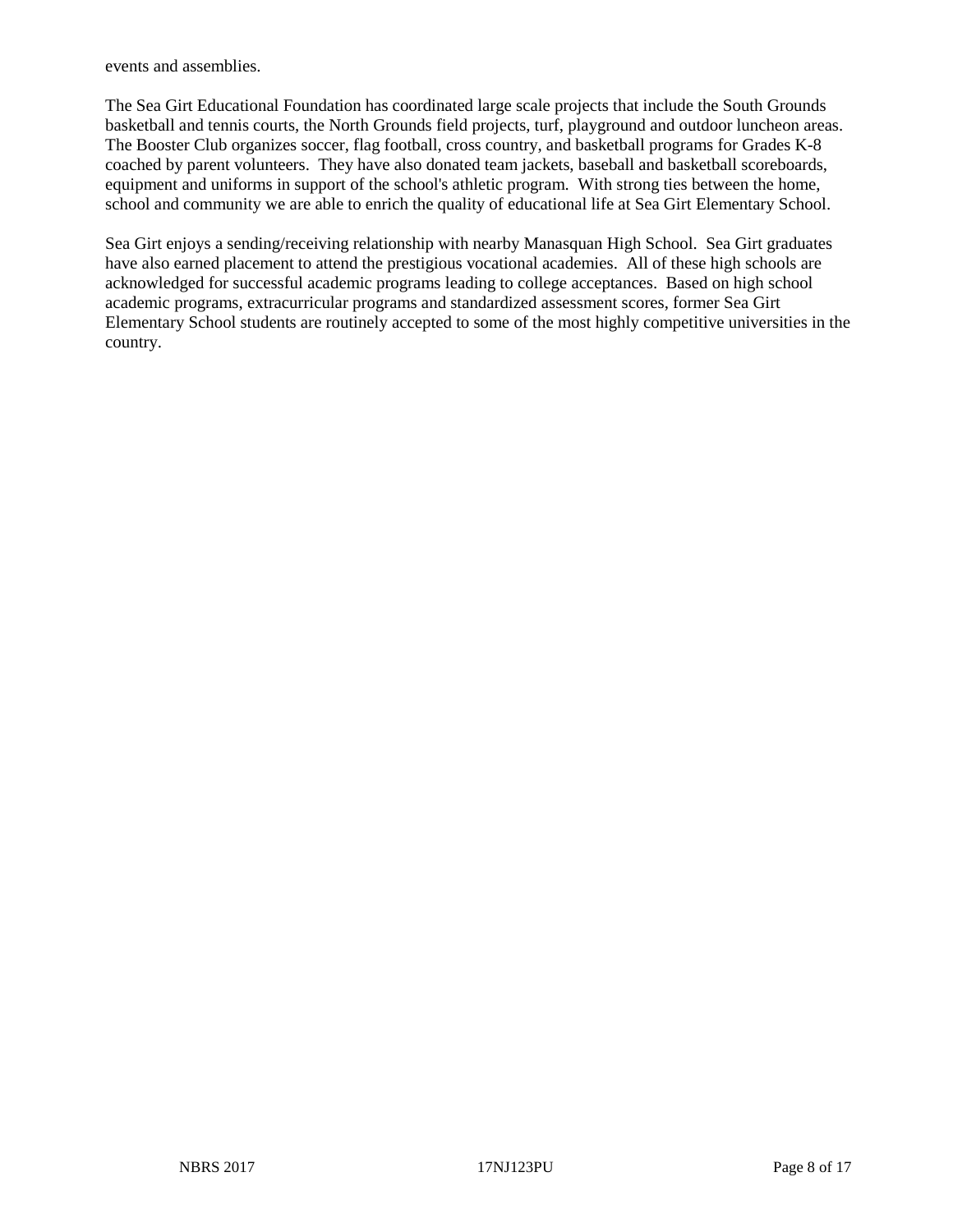events and assemblies.

The Sea Girt Educational Foundation has coordinated large scale projects that include the South Grounds basketball and tennis courts, the North Grounds field projects, turf, playground and outdoor luncheon areas. The Booster Club organizes soccer, flag football, cross country, and basketball programs for Grades K-8 coached by parent volunteers. They have also donated team jackets, baseball and basketball scoreboards, equipment and uniforms in support of the school's athletic program. With strong ties between the home, school and community we are able to enrich the quality of educational life at Sea Girt Elementary School.

Sea Girt enjoys a sending/receiving relationship with nearby Manasquan High School. Sea Girt graduates have also earned placement to attend the prestigious vocational academies. All of these high schools are acknowledged for successful academic programs leading to college acceptances. Based on high school academic programs, extracurricular programs and standardized assessment scores, former Sea Girt Elementary School students are routinely accepted to some of the most highly competitive universities in the country.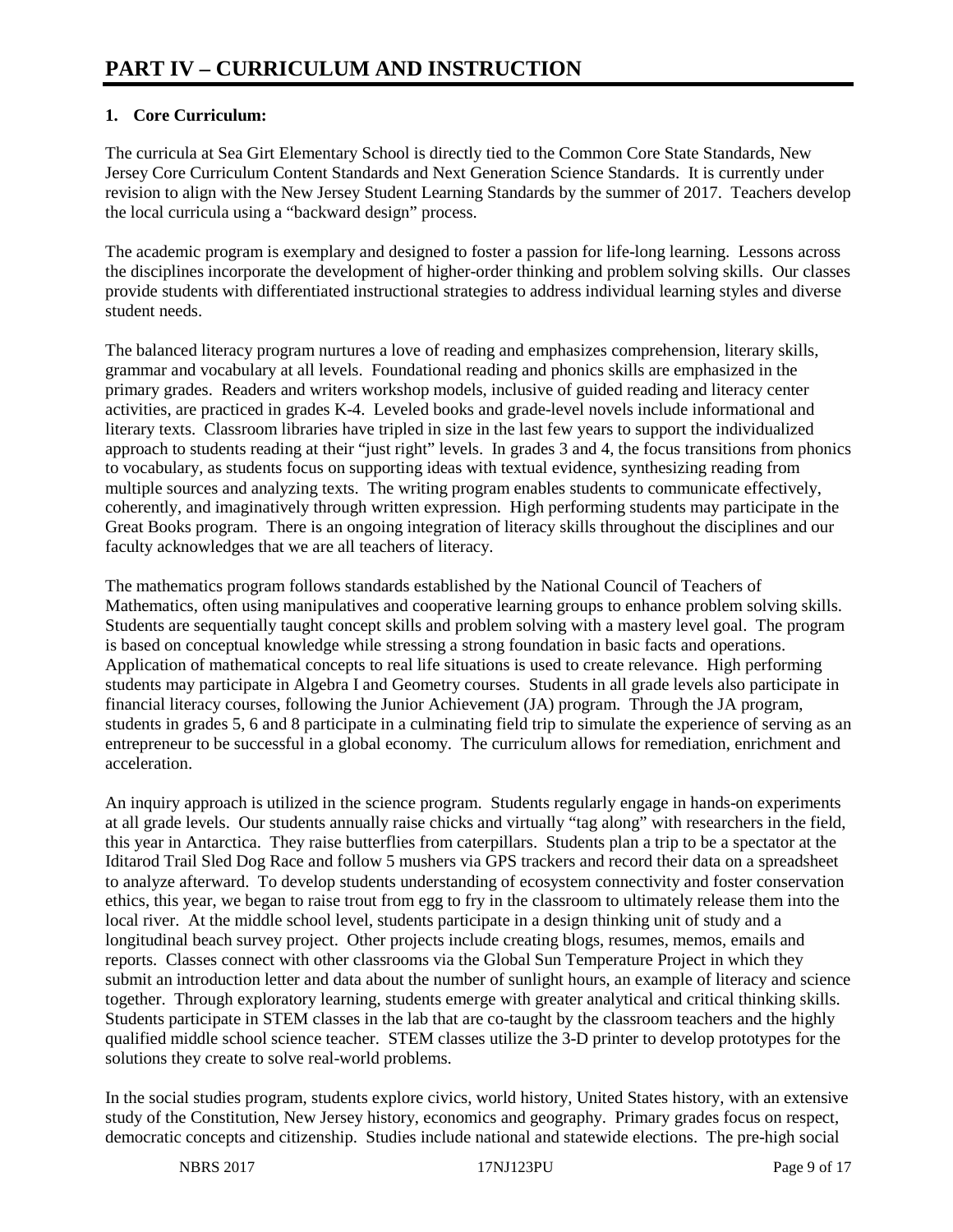# PART IV – CURRICULUM AND INSTRUCTION

## 1. Core Curriculum:

The curricula at Sea Girt Elementary School is directly tied to the Common Core State Standards, New Jersey Core Curriculum Content Standards and Next Generation Science Standards. It is currently under revision to align with the New Jersey Student Learning Standards by the summer of 2017. Teachers develop the local curricula using a "backward design" process.

The academic program is exemplary and designed to foster a passion for life-long learning. Lessons across the disciplines incorporate the development of higher-order thinking and problem solving skills. Our classes provide students with differentiated instructional strategies to address individual learning styles and diverse student needs.

The balanced literacy program nurtures a love of reading and emphasizes comprehension, literary skills, grammar and vocabulary at all levels. Foundational reading and phonics skills are emphasized in the primary grades. Readers and writers workshop models, inclusive of guided reading and literacy center activities, are practiced in grades K-4. Leveled books and grade-level novels include informational and literary texts. Classroom libraries have tripled in size in the last few years to support the individualized approach to students reading at their "just right" levels. In grades 3 and 4, the focus transitions from phonics to vocabulary, as students focus on supporting ideas with textual evidence, synthesizing reading from multiple sources and analyzing texts. The writing program enables students to communicate effectively, coherently, and imaginatively through written expression. High performing students may participate in the Great Books program. There is an ongoing integration of literacy skills throughout the disciplines and our faculty acknowledges that we are all teachers of literacy.

The mathematics program follows standards established by the National Council of Teachers of Mathematics, often using manipulatives and cooperative learning groups to enhance problem solving skills. Students are sequentially taught concept skills and problem solving with a mastery level goal. The program is based on conceptual knowledge while stressing a strong foundation in basic facts and operations. Application of mathematical concepts to real life situations is used to create relevance. High performing students may participate in Algebra I and Geometry courses. Students in all grade levels also participate in financial literacy courses, following the Junior Achievement (JA) program. Through the JA program, students in grades 5, 6 and 8 participate in a culminating field trip to simulate the experience of serving as an entrepreneur to be successful in a global economy. The curriculum allows for remediation, enrichment and acceleration.

An inquiry approach is utilized in the science program. Students regularly engage in hands-on experiments at all grade levels. Our students annually raise chicks and virtually "tag along" with researchers in the field, this year in Antarctica. They raise butterflies from caterpillars. Students plan a trip to be a spectator at the Iditarod Trail Sled Dog Race and follow 5 mushers via GPS trackers and record their data on a spreadsheet to analyze afterward. To develop students understanding of ecosystem connectivity and foster conservation ethics, this year, we began to raise trout from egg to fry in the classroom to ultimately release them into the local river. At the middle school level, students participate in a design thinking unit of study and a longitudinal beach survey project. Other projects include creating blogs, resumes, memos, emails and reports. Classes connect with other classrooms via the Global Sun Temperature Project in which they submit an introduction letter and data about the number of sunlight hours, an example of literacy and science together. Through exploratory learning, students emerge with greater analytical and critical thinking skills. Students participate in STEM classes in the lab that are co-taught by the classroom teachers and the highly qualified middle school science teacher. STEM classes utilize the 3-D printer to develop prototypes for the solutions they create to solve real-world problems.

In the social studies program, students explore civics, world history, United States history, with an extensive study of the Constitution, New Jersey history, economics and geography. Primary grades focus on respect, democratic concepts and citizenship. Studies include national and statewide elections. The pre-high social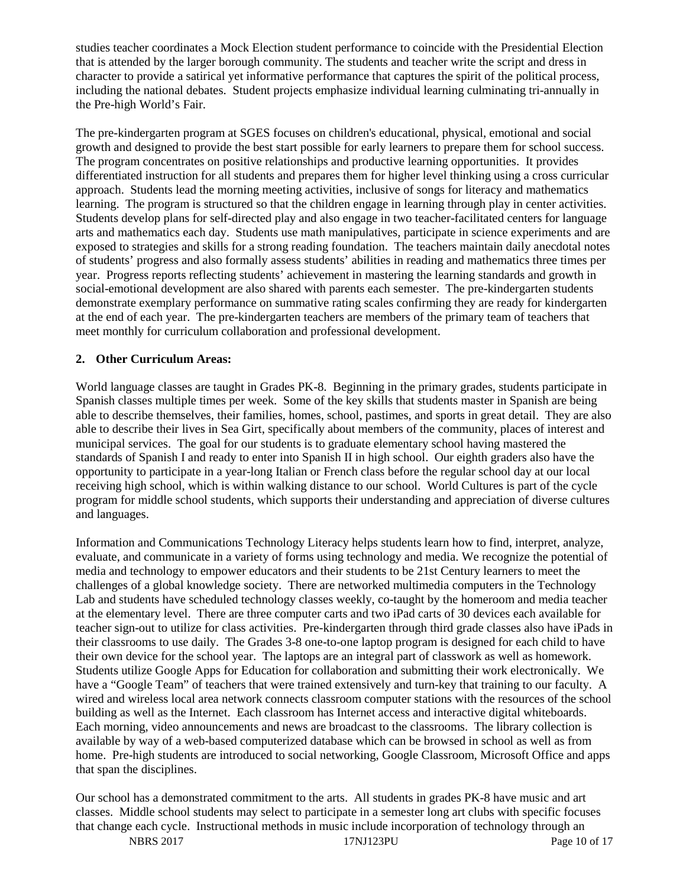studies teacher coordinates a Mock Election student performance to coincide with the Presidential Election that is attended by the larger borough community. The students and teacher write the script and dress in character to provide a satirical yet informative performance that captures the spirit of the political process, including the national debates. Student projects emphasize individual learning culminating tri-annually in the Pre-high World's Fair.

The pre-kindergarten program at SGES focuses on children's educational, physical, emotional and social growth and designed to provide the best start possible for early learners to prepare them for school success. The program concentrates on positive relationships and productive learning opportunities. It provides differentiated instruction for all students and prepares them for higher level thinking using a cross curricular approach. Students lead the morning meeting activities, inclusive of songs for literacy and mathematics learning. The program is structured so that the children engage in learning through play in center activities. Students develop plans for self-directed play and also engage in two teacher-facilitated centers for language arts and mathematics each day. Students use math manipulatives, participate in science experiments and are exposed to strategies and skills for a strong reading foundation. The teachers maintain daily anecdotal notes of students' progress and also formally assess students' abilities in reading and mathematics three times per year. Progress reports reflecting students' achievement in mastering the learning standards and growth in social-emotional development are also shared with parents each semester. The pre-kindergarten students demonstrate exemplary performance on summative rating scales confirming they are ready for kindergarten at the end of each year. The pre-kindergarten teachers are members of the primary team of teachers that meet monthly for curriculum collaboration and professional development.

**2. Other Curriculum Areas:**

World language classes are taught in Grades PK-8. Beginning in the primary grades, students participate in Spanish classes multiple times per week. Some of the key skills that students master in Spanish are being able to describe themselves, their families, homes, school, pastimes, and sports in great detail. They are also able to describe their lives in Sea Girt, specifically about members of the community, places of interest and municipal services. The goal for our students is to graduate elementary school having mastered the standards of Spanish I and ready to enter into Spanish II in high school. Our eighth graders also have the opportunity to participate in a year-long Italian or French class before the regular school day at our local receiving high school, which is within walking distance to our school. World Cultures is part of the cycle program for middle school students, which supports their understanding and appreciation of diverse cultures and languages.

Information and Communications Technology Literacy helps students learn how to find, interpret, analyze, evaluate, and communicate in a variety of forms using technology and media. We recognize the potential of media and technology to empower educators and their students to be 21st Century learners to meet the challenges of a global knowledge society. There are networked multimedia computers in the Technology Lab and students have scheduled technology classes weekly, co-taught by the homeroom and media teacher at the elementary level. There are three computer carts and two iPad carts of 30 devices each available for teacher sign-out to utilize for class activities. Pre-kindergarten through third grade classes also have iPads in their classrooms to use daily. The Grades 3-8 one-to-one laptop program is designed for each child to have their own device for the school year. The laptops are an integral part of classwork as well as homework. Students utilize Google Apps for Education for collaboration and submitting their work electronically. We have a "Google Team" of teachers that were trained extensively and turn-key that training to our faculty. A wired and wireless local area network connects classroom computer stations with the resources of the school building as well as the Internet. Each classroom has Internet access and interactive digital whiteboards. Each morning, video announcements and news are broadcast to the classrooms. The library collection is available by way of a web-based computerized database which can be browsed in school as well as from home. Pre-high students are introduced to social networking, Google Classroom, Microsoft Office and apps that span the disciplines.

Our school has a demonstrated commitment to the arts. All students in grades PK-8 have music and art classes. Middle school students may select to participate in a semester long art clubs with specific focuses that change each cycle. Instructional methods in music include incorporation of technology through an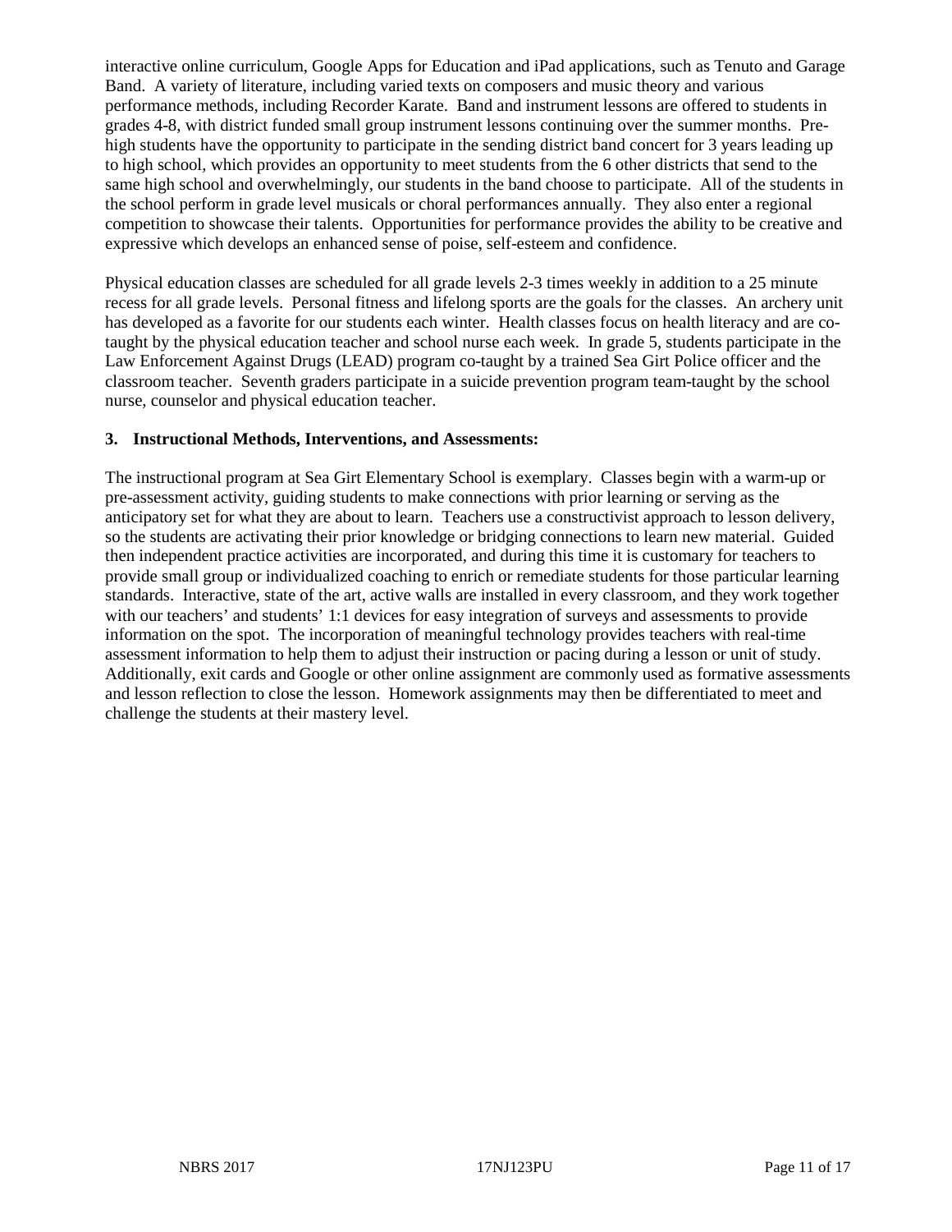interactive online curriculum, Google Apps for Education and iPad applications, such as Tenuto and Garage Band. A variety of literature, including varied texts on composers and music theory and various performance methods, including Recorder Karate. Band and instrument lessons are offered to students in grades 4-8, with district funded small group instrument lessons continuing over the summer months. Pre-high students have the opportunity to participate in the sending district band concert for 3 years leading up to high school, which provides an opportunity to meet students from the 6 other districts that send to the same high school and overwhelmingly, our students in the band choose to participate. All of the students in the school perform in grade level musicals or choral performances annually. They also enter a regional competition to showcase their talents. Opportunities for performance provides the ability to be creative and expressive which develops an enhanced sense of poise, self-esteem and confidence.

Physical education classes are scheduled for all grade levels 2-3 times weekly in addition to a 25 minute recess for all grade levels. Personal fitness and lifelong sports are the goals for the classes. An archery unit has developed as a favorite for our students each winter. Health classes focus on health literacy and are co-taught by the physical education teacher and school nurse each week. In grade 5, students participate in the Law Enforcement Against Drugs (LEAD) program co-taught by a trained Sea Girt Police officer and the classroom teacher. Seventh graders participate in a suicide prevention program team-taught by the school nurse, counselor and physical education teacher.

### 3. Instructional Methods, Interventions, and Assessments:

The instructional program at Sea Girt Elementary School is exemplary. Classes begin with a warm-up or pre-assessment activity, guiding students to make connections with prior learning or serving as the anticipatory set for what they are about to learn. Teachers use a constructivist approach to lesson delivery, so the students are activating their prior knowledge or bridging connections to learn new material. Guided then independent practice activities are incorporated, and during this time it is customary for teachers to provide small group or individualized coaching to enrich or remediate students for those particular learning standards. Interactive, state of the art, active walls are installed in every classroom, and they work together with our teachers' and students' 1:1 devices for easy integration of surveys and assessments to provide information on the spot. The incorporation of meaningful technology provides teachers with real-time assessment information to help them to adjust their instruction or pacing during a lesson or unit of study. Additionally, exit cards and Google or other online assignment are commonly used as formative assessments and lesson reflection to close the lesson. Homework assignments may then be differentiated to meet and challenge the students at their mastery level.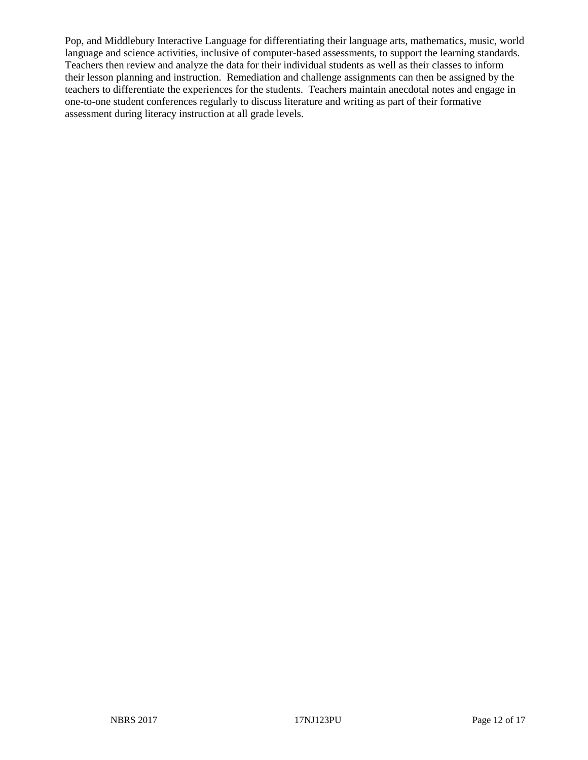Pop, and Middlebury Interactive Language for differentiating their language arts, mathematics, music, world language and science activities, inclusive of computer-based assessments, to support the learning standards. Teachers then review and analyze the data for their individual students as well as their classes to inform their lesson planning and instruction. Remediation and challenge assignments can then be assigned by the teachers to differentiate the experiences for the students. Teachers maintain anecdotal notes and engage in one-to-one student conferences regularly to discuss literature and writing as part of their formative assessment during literacy instruction at all grade levels.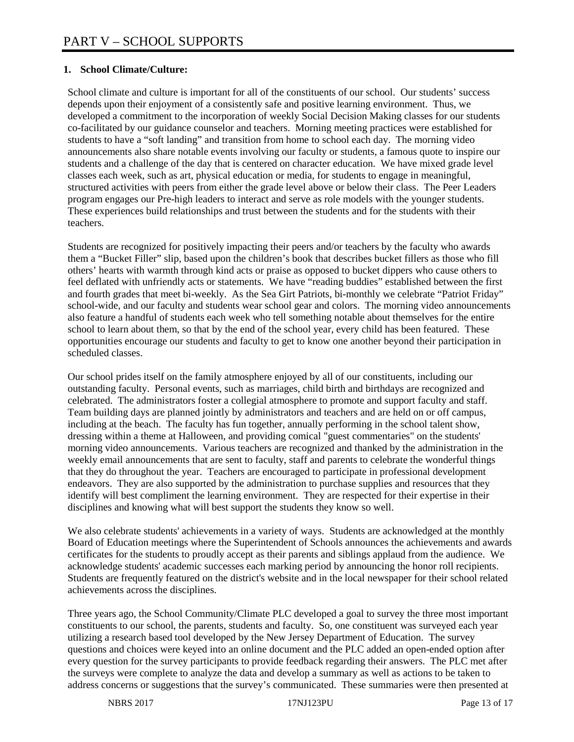# PART V – SCHOOL SUPPORTS

**1. School Climate/Culture:**

School climate and culture is important for all of the constituents of our school. Our students' success depends upon their enjoyment of a consistently safe and positive learning environment. Thus, we developed a commitment to the incorporation of weekly Social Decision Making classes for our students co-facilitated by our guidance counselor and teachers. Morning meeting practices were established for students to have a "soft landing" and transition from home to school each day. The morning video announcements also share notable events involving our faculty or students, a famous quote to inspire our students and a challenge of the day that is centered on character education. We have mixed grade level classes each week, such as art, physical education or media, for students to engage in meaningful, structured activities with peers from either the grade level above or below their class. The Peer Leaders program engages our Pre-high leaders to interact and serve as role models with the younger students. These experiences build relationships and trust between the students and for the students with their teachers.

Students are recognized for positively impacting their peers and/or teachers by the faculty who awards them a "Bucket Filler" slip, based upon the children's book that describes bucket fillers as those who fill others' hearts with warmth through kind acts or praise as opposed to bucket dippers who cause others to feel deflated with unfriendly acts or statements. We have "reading buddies" established between the first and fourth grades that meet bi-weekly. As the Sea Girt Patriots, bi-monthly we celebrate "Patriot Friday" school-wide, and our faculty and students wear school gear and colors. The morning video announcements also feature a handful of students each week who tell something notable about themselves for the entire school to learn about them, so that by the end of the school year, every child has been featured. These opportunities encourage our students and faculty to get to know one another beyond their participation in scheduled classes.

Our school prides itself on the family atmosphere enjoyed by all of our constituents, including our outstanding faculty. Personal events, such as marriages, child birth and birthdays are recognized and celebrated. The administrators foster a collegial atmosphere to promote and support faculty and staff. Team building days are planned jointly by administrators and teachers and are held on or off campus, including at the beach. The faculty has fun together, annually performing in the school talent show, dressing within a theme at Halloween, and providing comical "guest commentaries" on the students' morning video announcements. Various teachers are recognized and thanked by the administration in the weekly email announcements that are sent to faculty, staff and parents to celebrate the wonderful things that they do throughout the year. Teachers are encouraged to participate in professional development endeavors. They are also supported by the administration to purchase supplies and resources that they identify will best compliment the learning environment. They are respected for their expertise in their disciplines and knowing what will best support the students they know so well.

We also celebrate students' achievements in a variety of ways. Students are acknowledged at the monthly Board of Education meetings where the Superintendent of Schools announces the achievements and awards certificates for the students to proudly accept as their parents and siblings applaud from the audience. We acknowledge students' academic successes each marking period by announcing the honor roll recipients. Students are frequently featured on the district's website and in the local newspaper for their school related achievements across the disciplines.

Three years ago, the School Community/Climate PLC developed a goal to survey the three most important constituents to our school, the parents, students and faculty. So, one constituent was surveyed each year utilizing a research based tool developed by the New Jersey Department of Education. The survey questions and choices were keyed into an online document and the PLC added an open-ended option after every question for the survey participants to provide feedback regarding their answers. The PLC met after the surveys were complete to analyze the data and develop a summary as well as actions to be taken to address concerns or suggestions that the survey's communicated. These summaries were then presented at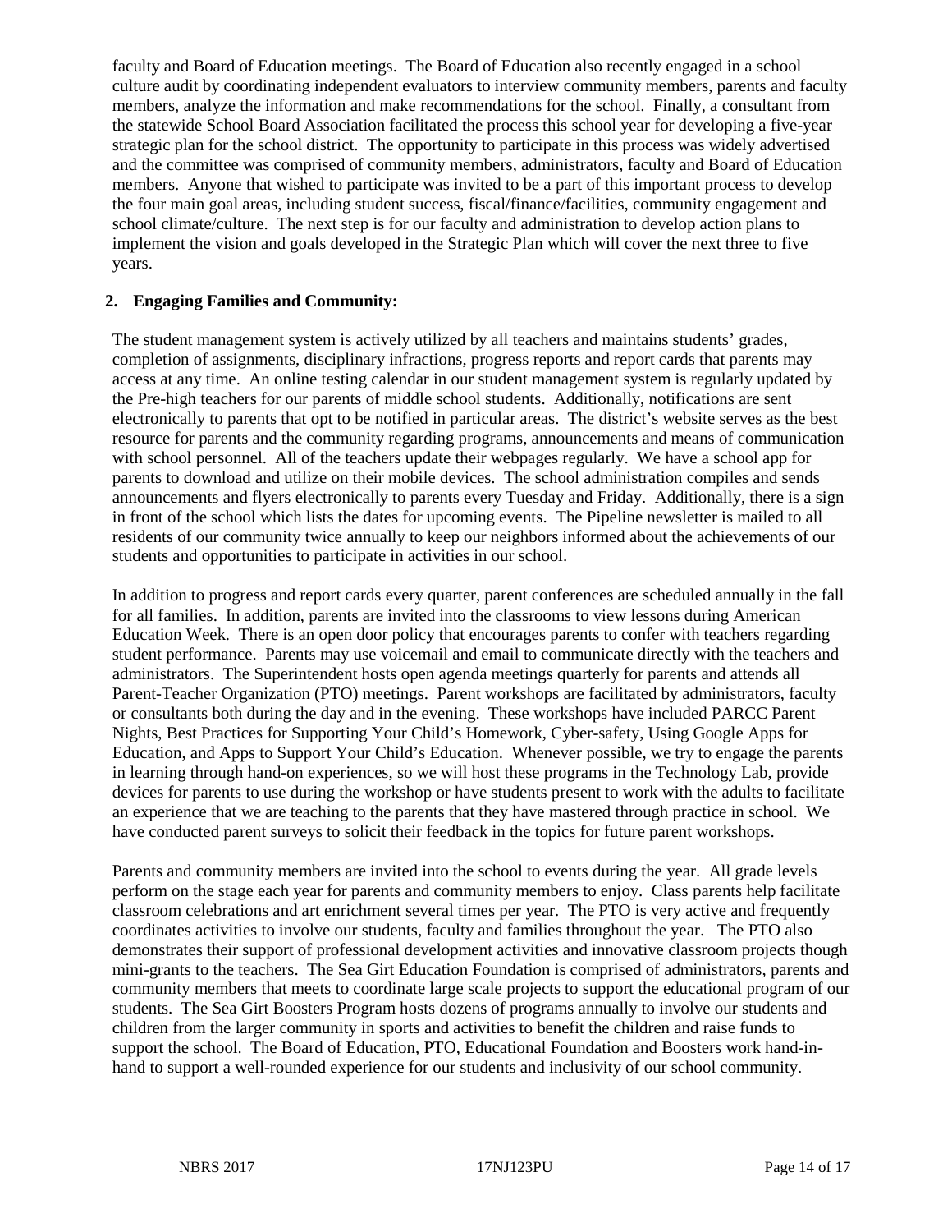faculty and Board of Education meetings. The Board of Education also recently engaged in a school culture audit by coordinating independent evaluators to interview community members, parents and faculty members, analyze the information and make recommendations for the school. Finally, a consultant from the statewide School Board Association facilitated the process this school year for developing a five-year strategic plan for the school district. The opportunity to participate in this process was widely advertised and the committee was comprised of community members, administrators, faculty and Board of Education members. Anyone that wished to participate was invited to be a part of this important process to develop the four main goal areas, including student success, fiscal/finance/facilities, community engagement and school climate/culture. The next step is for our faculty and administration to develop action plans to implement the vision and goals developed in the Strategic Plan which will cover the next three to five years.

**2. Engaging Families and Community:**

The student management system is actively utilized by all teachers and maintains students' grades, completion of assignments, disciplinary infractions, progress reports and report cards that parents may access at any time. An online testing calendar in our student management system is regularly updated by the Pre-high teachers for our parents of middle school students. Additionally, notifications are sent electronically to parents that opt to be notified in particular areas. The district's website serves as the best resource for parents and the community regarding programs, announcements and means of communication with school personnel. All of the teachers update their webpages regularly. We have a school app for parents to download and utilize on their mobile devices. The school administration compiles and sends announcements and flyers electronically to parents every Tuesday and Friday. Additionally, there is a sign in front of the school which lists the dates for upcoming events. The Pipeline newsletter is mailed to all residents of our community twice annually to keep our neighbors informed about the achievements of our students and opportunities to participate in activities in our school.

In addition to progress and report cards every quarter, parent conferences are scheduled annually in the fall for all families. In addition, parents are invited into the classrooms to view lessons during American Education Week. There is an open door policy that encourages parents to confer with teachers regarding student performance. Parents may use voicemail and email to communicate directly with the teachers and administrators. The Superintendent hosts open agenda meetings quarterly for parents and attends all Parent-Teacher Organization (PTO) meetings. Parent workshops are facilitated by administrators, faculty or consultants both during the day and in the evening. These workshops have included PARCC Parent Nights, Best Practices for Supporting Your Child's Homework, Cyber-safety, Using Google Apps for Education, and Apps to Support Your Child's Education. Whenever possible, we try to engage the parents in learning through hand-on experiences, so we will host these programs in the Technology Lab, provide devices for parents to use during the workshop or have students present to work with the adults to facilitate an experience that we are teaching to the parents that they have mastered through practice in school. We have conducted parent surveys to solicit their feedback in the topics for future parent workshops.

Parents and community members are invited into the school to events during the year. All grade levels perform on the stage each year for parents and community members to enjoy. Class parents help facilitate classroom celebrations and art enrichment several times per year. The PTO is very active and frequently coordinates activities to involve our students, faculty and families throughout the year. The PTO also demonstrates their support of professional development activities and innovative classroom projects though mini-grants to the teachers. The Sea Girt Education Foundation is comprised of administrators, parents and community members that meets to coordinate large scale projects to support the educational program of our students. The Sea Girt Boosters Program hosts dozens of programs annually to involve our students and children from the larger community in sports and activities to benefit the children and raise funds to support the school. The Board of Education, PTO, Educational Foundation and Boosters work hand-in-hand to support a well-rounded experience for our students and inclusivity of our school community.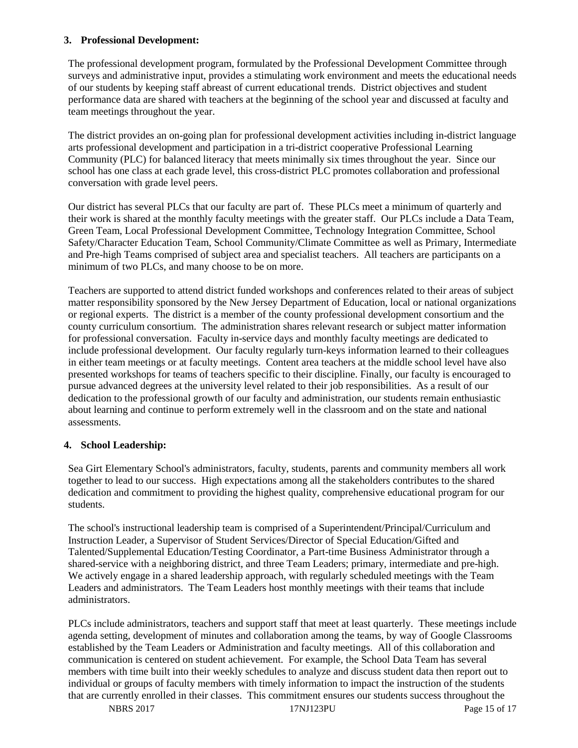### 3. Professional Development:

The professional development program, formulated by the Professional Development Committee through surveys and administrative input, provides a stimulating work environment and meets the educational needs of our students by keeping staff abreast of current educational trends. District objectives and student performance data are shared with teachers at the beginning of the school year and discussed at faculty and team meetings throughout the year.

The district provides an on-going plan for professional development activities including in-district language arts professional development and participation in a tri-district cooperative Professional Learning Community (PLC) for balanced literacy that meets minimally six times throughout the year. Since our school has one class at each grade level, this cross-district PLC promotes collaboration and professional conversation with grade level peers.

Our district has several PLCs that our faculty are part of. These PLCs meet a minimum of quarterly and their work is shared at the monthly faculty meetings with the greater staff. Our PLCs include a Data Team, Green Team, Local Professional Development Committee, Technology Integration Committee, School Safety/Character Education Team, School Community/Climate Committee as well as Primary, Intermediate and Pre-high Teams comprised of subject area and specialist teachers. All teachers are participants on a minimum of two PLCs, and many choose to be on more.

Teachers are supported to attend district funded workshops and conferences related to their areas of subject matter responsibility sponsored by the New Jersey Department of Education, local or national organizations or regional experts. The district is a member of the county professional development consortium and the county curriculum consortium. The administration shares relevant research or subject matter information for professional conversation. Faculty in-service days and monthly faculty meetings are dedicated to include professional development. Our faculty regularly turn-keys information learned to their colleagues in either team meetings or at faculty meetings. Content area teachers at the middle school level have also presented workshops for teams of teachers specific to their discipline. Finally, our faculty is encouraged to pursue advanced degrees at the university level related to their job responsibilities. As a result of our dedication to the professional growth of our faculty and administration, our students remain enthusiastic about learning and continue to perform extremely well in the classroom and on the state and national assessments.

### 4. School Leadership:

Sea Girt Elementary School's administrators, faculty, students, parents and community members all work together to lead to our success. High expectations among all the stakeholders contributes to the shared dedication and commitment to providing the highest quality, comprehensive educational program for our students.

The school's instructional leadership team is comprised of a Superintendent/Principal/Curriculum and Instruction Leader, a Supervisor of Student Services/Director of Special Education/Gifted and Talented/Supplemental Education/Testing Coordinator, a Part-time Business Administrator through a shared-service with a neighboring district, and three Team Leaders; primary, intermediate and pre-high. We actively engage in a shared leadership approach, with regularly scheduled meetings with the Team Leaders and administrators. The Team Leaders host monthly meetings with their teams that include administrators.

PLCs include administrators, teachers and support staff that meet at least quarterly. These meetings include agenda setting, development of minutes and collaboration among the teams, by way of Google Classrooms established by the Team Leaders or Administration and faculty meetings. All of this collaboration and communication is centered on student achievement. For example, the School Data Team has several members with time built into their weekly schedules to analyze and discuss student data then report out to individual or groups of faculty members with timely information to impact the instruction of the students that are currently enrolled in their classes. This commitment ensures our students success throughout the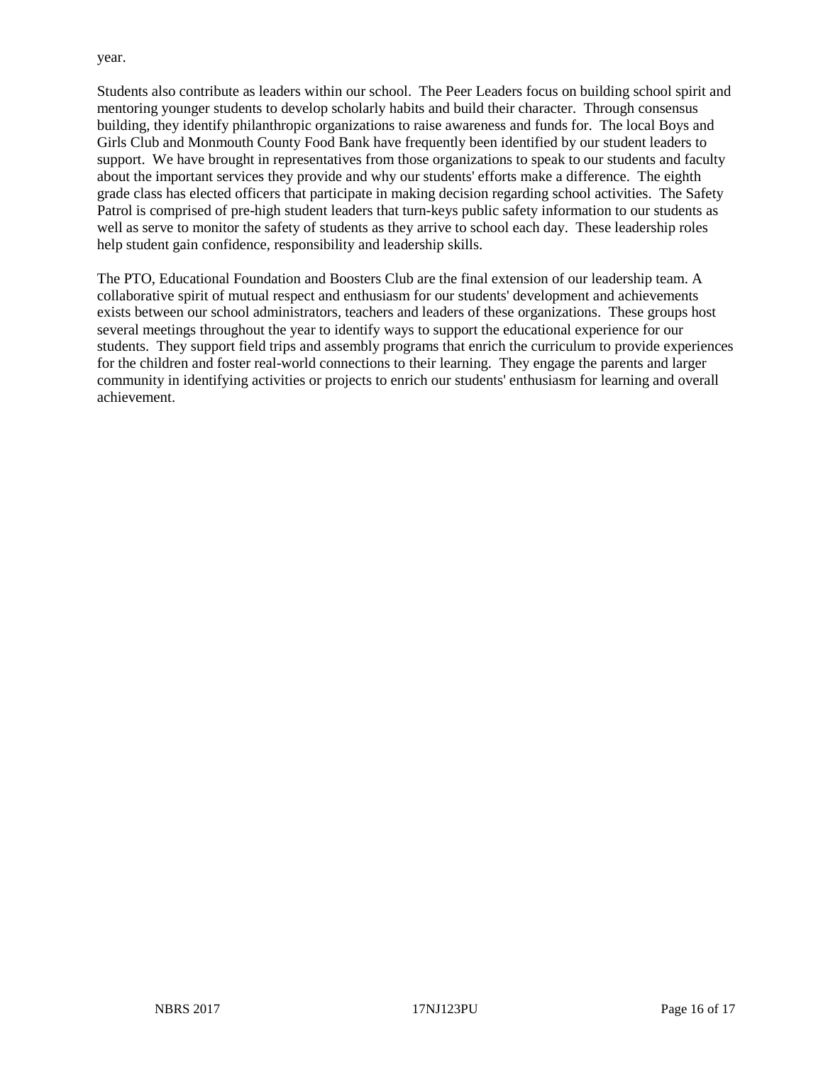year.

Students also contribute as leaders within our school. The Peer Leaders focus on building school spirit and mentoring younger students to develop scholarly habits and build their character. Through consensus building, they identify philanthropic organizations to raise awareness and funds for. The local Boys and Girls Club and Monmouth County Food Bank have frequently been identified by our student leaders to support. We have brought in representatives from those organizations to speak to our students and faculty about the important services they provide and why our students' efforts make a difference. The eighth grade class has elected officers that participate in making decision regarding school activities. The Safety Patrol is comprised of pre-high student leaders that turn-keys public safety information to our students as well as serve to monitor the safety of students as they arrive to school each day. These leadership roles help student gain confidence, responsibility and leadership skills.

The PTO, Educational Foundation and Boosters Club are the final extension of our leadership team. A collaborative spirit of mutual respect and enthusiasm for our students' development and achievements exists between our school administrators, teachers and leaders of these organizations. These groups host several meetings throughout the year to identify ways to support the educational experience for our students. They support field trips and assembly programs that enrich the curriculum to provide experiences for the children and foster real-world connections to their learning. They engage the parents and larger community in identifying activities or projects to enrich our students' enthusiasm for learning and overall achievement.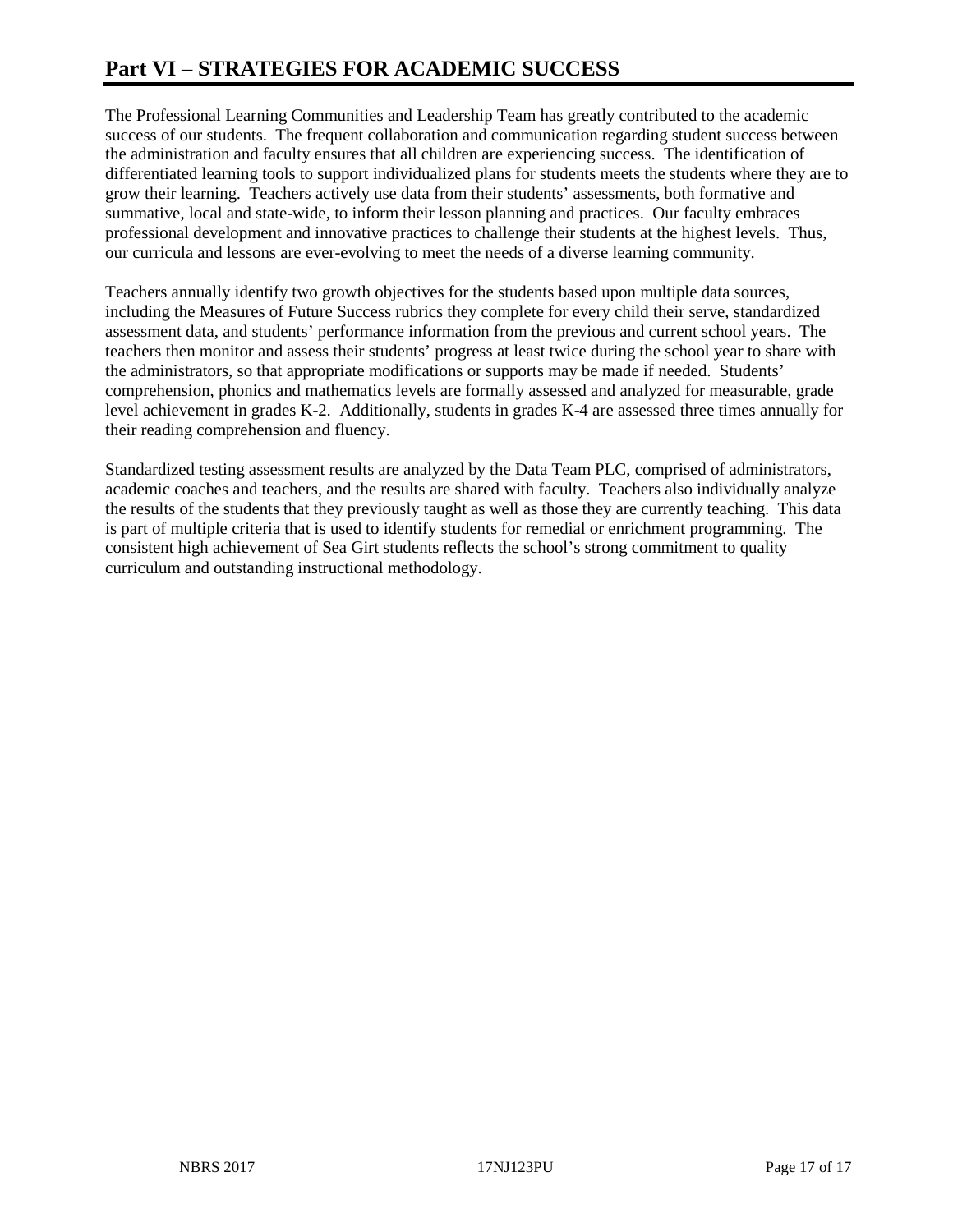# Part VI – STRATEGIES FOR ACADEMIC SUCCESS

The Professional Learning Communities and Leadership Team has greatly contributed to the academic success of our students. The frequent collaboration and communication regarding student success between the administration and faculty ensures that all children are experiencing success. The identification of differentiated learning tools to support individualized plans for students meets the students where they are to grow their learning. Teachers actively use data from their students' assessments, both formative and summative, local and state-wide, to inform their lesson planning and practices. Our faculty embraces professional development and innovative practices to challenge their students at the highest levels. Thus, our curricula and lessons are ever-evolving to meet the needs of a diverse learning community.

Teachers annually identify two growth objectives for the students based upon multiple data sources, including the Measures of Future Success rubrics they complete for every child their serve, standardized assessment data, and students' performance information from the previous and current school years. The teachers then monitor and assess their students' progress at least twice during the school year to share with the administrators, so that appropriate modifications or supports may be made if needed. Students' comprehension, phonics and mathematics levels are formally assessed and analyzed for measurable, grade level achievement in grades K-2. Additionally, students in grades K-4 are assessed three times annually for their reading comprehension and fluency.

Standardized testing assessment results are analyzed by the Data Team PLC, comprised of administrators, academic coaches and teachers, and the results are shared with faculty. Teachers also individually analyze the results of the students that they previously taught as well as those they are currently teaching. This data is part of multiple criteria that is used to identify students for remedial or enrichment programming. The consistent high achievement of Sea Girt students reflects the school's strong commitment to quality curriculum and outstanding instructional methodology.